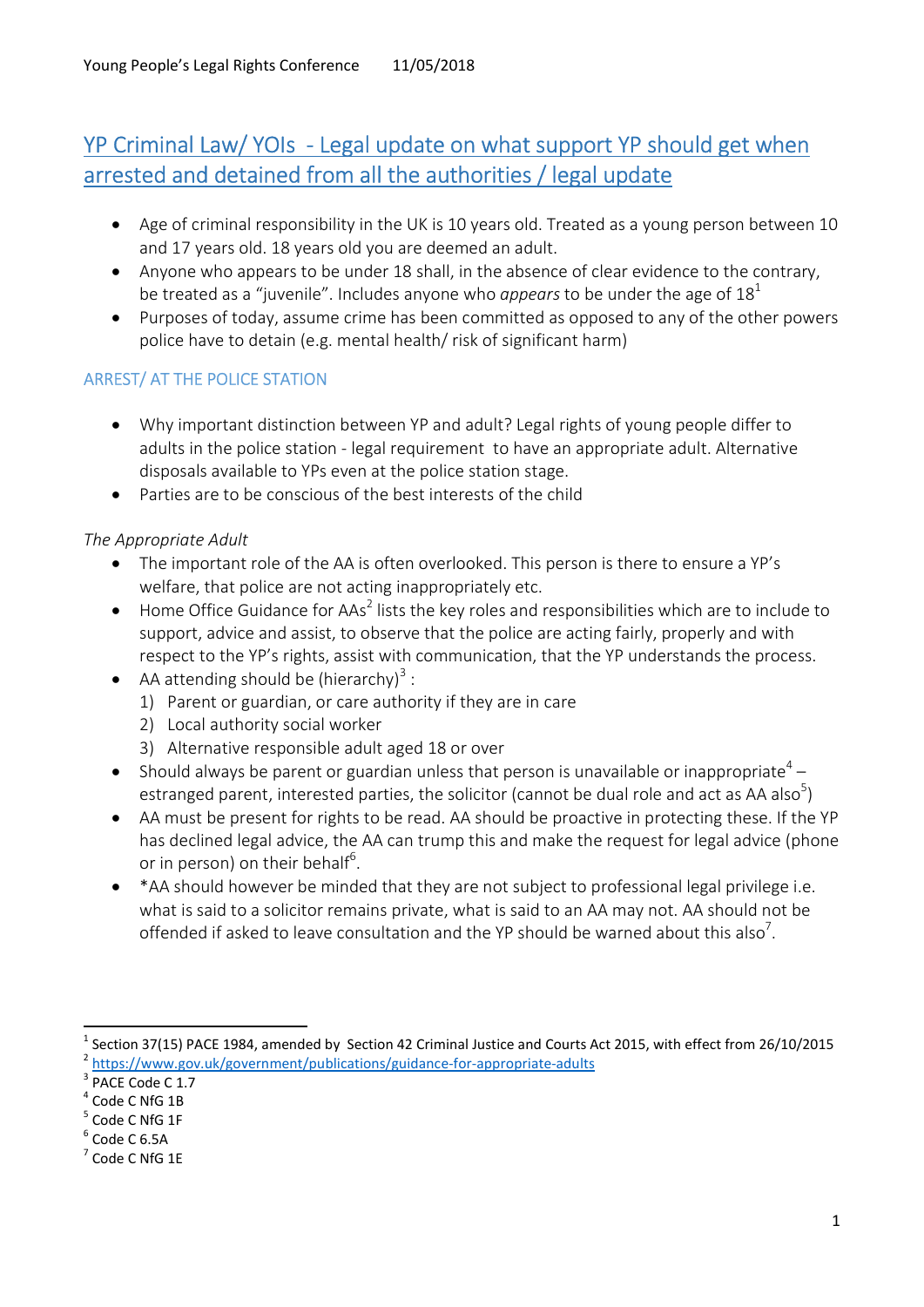# YP Criminal Law/ YOIs - Legal update on what support YP should get when arrested and detained from all the authorities / legal update

- Age of criminal responsibility in the UK is 10 years old. Treated as a young person between 10 and 17 years old. 18 years old you are deemed an adult.
- Anyone who appears to be under 18 shall, in the absence of clear evidence to the contrary, be treated as a "juvenile". Includes anyone who *appears* to be under the age of 18[1]
- Purposes of today, assume crime has been committed as opposed to any of the other powers police have to detain (e.g. mental health/ risk of significant harm)

## ARREST/ AT THE POLICE STATION

- Why important distinction between YP and adult? Legal rights of young people differ to adults in the police station - legal requirement to have an appropriate adult. Alternative disposals available to YPs even at the police station stage.
- Parties are to be conscious of the best interests of the child

*The Appropriate Adult*

- The important role of the AA is often overlooked. This person is there to ensure a YP's welfare, that police are not acting inappropriately etc.
- Home Office Guidance for AAs[2] lists the key roles and responsibilities which are to include to support, advice and assist, to observe that the police are acting fairly, properly and with respect to the YP's rights, assist with communication, that the YP understands the process.
- AA attending should be (hierarchy)[3] :
  1) Parent or guardian, or care authority if they are in care
  2) Local authority social worker
  3) Alternative responsible adult aged 18 or over
- Should always be parent or guardian unless that person is unavailable or inappropriate[4] – estranged parent, interested parties, the solicitor (cannot be dual role and act as AA also[5])
- AA must be present for rights to be read. AA should be proactive in protecting these. If the YP has declined legal advice, the AA can trump this and make the request for legal advice (phone or in person) on their behalf[6].
- *AA should however be minded that they are not subject to professional legal privilege i.e. what is said to a solicitor remains private, what is said to an AA may not. AA should not be offended if asked to leave consultation and the YP should be warned about this also[7].

---

[1] Section 37(15) PACE 1984, amended by Section 42 Criminal Justice and Courts Act 2015, with effect from 26/10/2015
[2] https://www.gov.uk/government/publications/guidance-for-appropriate-adults
[3] PACE Code C 1.7
[4] Code C NfG 1B
[5] Code C NfG 1F
[6] Code C 6.5A
[7] Code C NfG 1E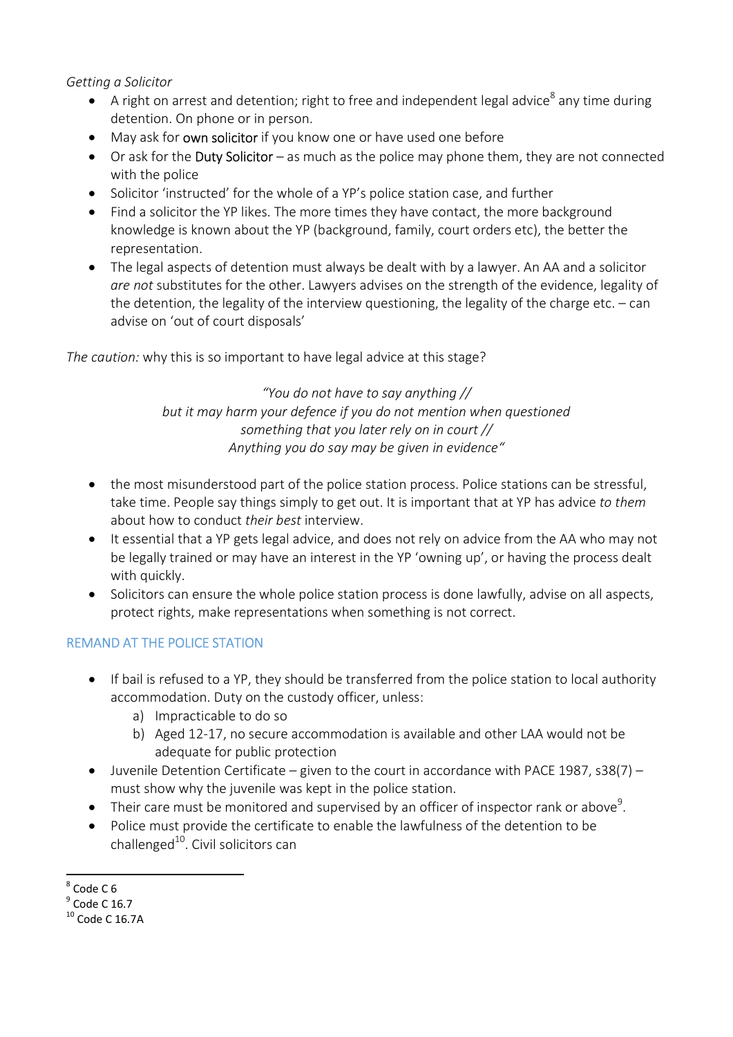*Getting a Solicitor*

- A right on arrest and detention; right to free and independent legal advice[8] any time during detention. On phone or in person.
- May ask for own solicitor if you know one or have used one before
- Or ask for the Duty Solicitor – as much as the police may phone them, they are not connected with the police
- Solicitor 'instructed' for the whole of a YP's police station case, and further
- Find a solicitor the YP likes. The more times they have contact, the more background knowledge is known about the YP (background, family, court orders etc), the better the representation.
- The legal aspects of detention must always be dealt with by a lawyer. An AA and a solicitor *are not* substitutes for the other. Lawyers advises on the strength of the evidence, legality of the detention, the legality of the interview questioning, the legality of the charge etc. – can advise on 'out of court disposals'

*The caution:* why this is so important to have legal advice at this stage?

> *"You do not have to say anything //*
> *but it may harm your defence if you do not mention when questioned*
> *something that you later rely on in court //*
> *Anything you do say may be given in evidence"*

- the most misunderstood part of the police station process. Police stations can be stressful, take time. People say things simply to get out. It is important that at YP has advice *to them* about how to conduct *their best* interview.
- It essential that a YP gets legal advice, and does not rely on advice from the AA who may not be legally trained or may have an interest in the YP 'owning up', or having the process dealt with quickly.
- Solicitors can ensure the whole police station process is done lawfully, advise on all aspects, protect rights, make representations when something is not correct.

## REMAND AT THE POLICE STATION

- If bail is refused to a YP, they should be transferred from the police station to local authority accommodation. Duty on the custody officer, unless:
  a) Impracticable to do so
  b) Aged 12-17, no secure accommodation is available and other LAA would not be adequate for public protection
- Juvenile Detention Certificate – given to the court in accordance with PACE 1987, s38(7) – must show why the juvenile was kept in the police station.
- Their care must be monitored and supervised by an officer of inspector rank or above[9].
- Police must provide the certificate to enable the lawfulness of the detention to be challenged[10]. Civil solicitors can

---

[8] Code C 6
[9] Code C 16.7
[10] Code C 16.7A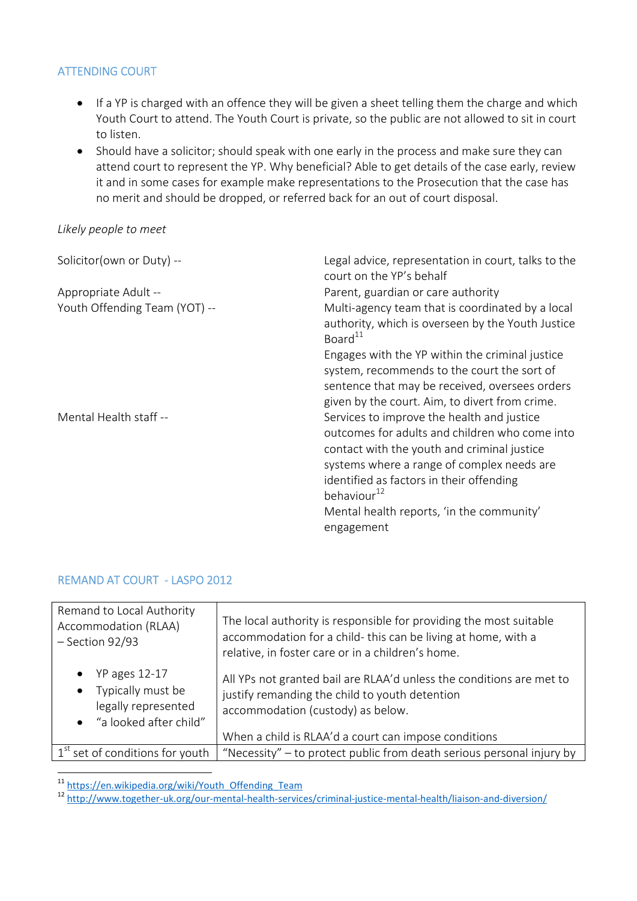## ATTENDING COURT

- If a YP is charged with an offence they will be given a sheet telling them the charge and which Youth Court to attend. The Youth Court is private, so the public are not allowed to sit in court to listen.
- Should have a solicitor; should speak with one early in the process and make sure they can attend court to represent the YP. Why beneficial? Able to get details of the case early, review it and in some cases for example make representations to the Prosecution that the case has no merit and should be dropped, or referred back for an out of court disposal.

*Likely people to meet*

Solicitor(own or Duty) -- Legal advice, representation in court, talks to the court on the YP's behalf

Appropriate Adult -- Parent, guardian or care authority

Youth Offending Team (YOT) -- Multi-agency team that is coordinated by a local authority, which is overseen by the Youth Justice Board[11]
Engages with the YP within the criminal justice system, recommends to the court the sort of sentence that may be received, oversees orders given by the court. Aim, to divert from crime.

Mental Health staff -- Services to improve the health and justice outcomes for adults and children who come into contact with the youth and criminal justice systems where a range of complex needs are identified as factors in their offending behaviour[12]
Mental health reports, 'in the community' engagement

## REMAND AT COURT - LASPO 2012

| Remand to Local Authority Accommodation (RLAA) – Section 92/93<br><br>• YP ages 12-17<br>• Typically must be legally represented<br>• "a looked after child" | The local authority is responsible for providing the most suitable accommodation for a child- this can be living at home, with a relative, in foster care or in a children's home.<br><br>All YPs not granted bail are RLAA'd unless the conditions are met to justify remanding the child to youth detention accommodation (custody) as below.<br><br>When a child is RLAA'd a court can impose conditions |
|---|---|
| 1st set of conditions for youth | "Necessity" – to protect public from death serious personal injury by |

[11] https://en.wikipedia.org/wiki/Youth_Offending_Team
[12] http://www.together-uk.org/our-mental-health-services/criminal-justice-mental-health/liaison-and-diversion/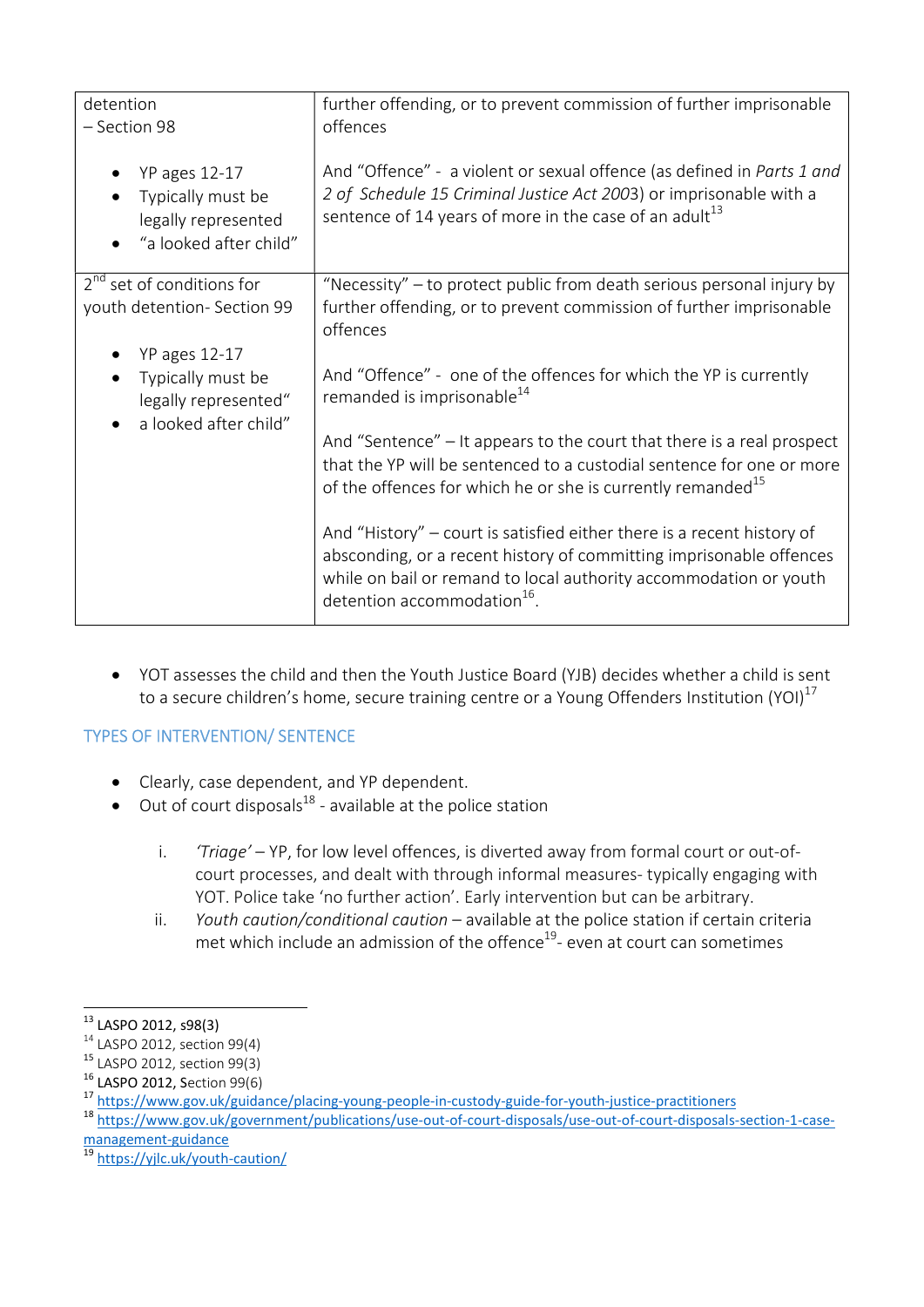| | |
|---|---|
| detention<br>– Section 98<br><br>• YP ages 12-17<br>• Typically must be legally represented<br>• "a looked after child" | further offending, or to prevent commission of further imprisonable offences<br><br>And "Offence" - a violent or sexual offence (as defined in *Parts 1 and 2 of Schedule 15 Criminal Justice Act 2003*) or imprisonable with a sentence of 14 years of more in the case of an adult[13] |
| 2nd set of conditions for youth detention- Section 99<br><br>• YP ages 12-17<br>• Typically must be legally represented"<br>• a looked after child" | "Necessity" – to protect public from death serious personal injury by further offending, or to prevent commission of further imprisonable offences<br><br>And "Offence" - one of the offences for which the YP is currently remanded is imprisonable[14]<br><br>And "Sentence" – It appears to the court that there is a real prospect that the YP will be sentenced to a custodial sentence for one or more of the offences for which he or she is currently remanded[15]<br><br>And "History" – court is satisfied either there is a recent history of absconding, or a recent history of committing imprisonable offences while on bail or remand to local authority accommodation or youth detention accommodation[16]. |

- YOT assesses the child and then the Youth Justice Board (YJB) decides whether a child is sent to a secure children's home, secure training centre or a Young Offenders Institution (YOI)[17]

## TYPES OF INTERVENTION/ SENTENCE

- Clearly, case dependent, and YP dependent.
- Out of court disposals[18] - available at the police station

    i. *'Triage'* – YP, for low level offences, is diverted away from formal court or out-of-court processes, and dealt with through informal measures- typically engaging with YOT. Police take 'no further action'. Early intervention but can be arbitrary.
    ii. *Youth caution/conditional caution* – available at the police station if certain criteria met which include an admission of the offence[19]- even at court can sometimes

[13] LASPO 2012, s98(3)
[14] LASPO 2012, section 99(4)
[15] LASPO 2012, section 99(3)
[16] LASPO 2012, Section 99(6)
[17] https://www.gov.uk/guidance/placing-young-people-in-custody-guide-for-youth-justice-practitioners
[18] https://www.gov.uk/government/publications/use-out-of-court-disposals/use-out-of-court-disposals-section-1-case-management-guidance
[19] https://yjlc.uk/youth-caution/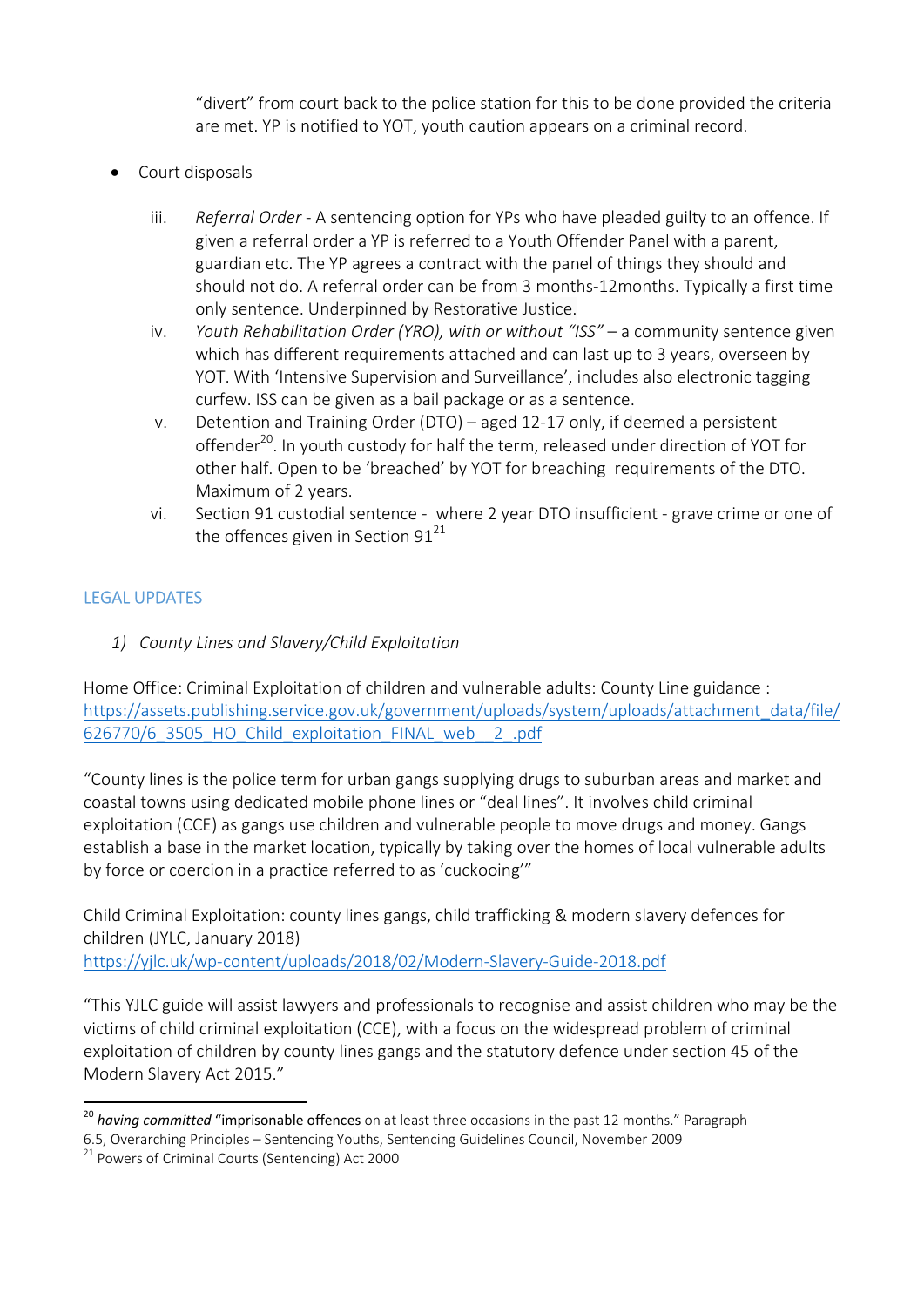"divert" from court back to the police station for this to be done provided the criteria are met. YP is notified to YOT, youth caution appears on a criminal record.

- Court disposals

  iii. *Referral Order* - A sentencing option for YPs who have pleaded guilty to an offence. If given a referral order a YP is referred to a Youth Offender Panel with a parent, guardian etc. The YP agrees a contract with the panel of things they should and should not do. A referral order can be from 3 months-12months. Typically a first time only sentence. Underpinned by Restorative Justice.

  iv. *Youth Rehabilitation Order (YRO), with or without "ISS"* – a community sentence given which has different requirements attached and can last up to 3 years, overseen by YOT. With 'Intensive Supervision and Surveillance', includes also electronic tagging curfew. ISS can be given as a bail package or as a sentence.

  v. Detention and Training Order (DTO) – aged 12-17 only, if deemed a persistent offender[20]. In youth custody for half the term, released under direction of YOT for other half. Open to be 'breached' by YOT for breaching requirements of the DTO. Maximum of 2 years.

  vi. Section 91 custodial sentence - where 2 year DTO insufficient - grave crime or one of the offences given in Section 91[21]

## LEGAL UPDATES

1) *County Lines and Slavery/Child Exploitation*

Home Office: Criminal Exploitation of children and vulnerable adults: County Line guidance : https://assets.publishing.service.gov.uk/government/uploads/system/uploads/attachment_data/file/626770/6_3505_HO_Child_exploitation_FINAL_web__2_.pdf

"County lines is the police term for urban gangs supplying drugs to suburban areas and market and coastal towns using dedicated mobile phone lines or "deal lines". It involves child criminal exploitation (CCE) as gangs use children and vulnerable people to move drugs and money. Gangs establish a base in the market location, typically by taking over the homes of local vulnerable adults by force or coercion in a practice referred to as 'cuckooing'"

Child Criminal Exploitation: county lines gangs, child trafficking & modern slavery defences for children (JYLC, January 2018)
https://yjlc.uk/wp-content/uploads/2018/02/Modern-Slavery-Guide-2018.pdf

"This YJLC guide will assist lawyers and professionals to recognise and assist children who may be the victims of child criminal exploitation (CCE), with a focus on the widespread problem of criminal exploitation of children by county lines gangs and the statutory defence under section 45 of the Modern Slavery Act 2015."

---

[20] ***having committed*** "imprisonable offences on at least three occasions in the past 12 months." Paragraph 6.5, Overarching Principles – Sentencing Youths, Sentencing Guidelines Council, November 2009

[21] Powers of Criminal Courts (Sentencing) Act 2000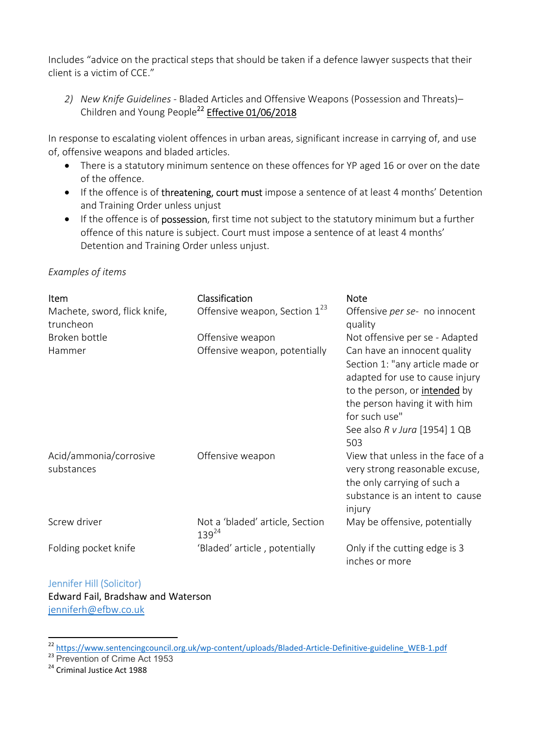Includes "advice on the practical steps that should be taken if a defence lawyer suspects that their client is a victim of CCE."

2) *New Knife Guidelines* - Bladed Articles and Offensive Weapons (Possession and Threats)– Children and Young People[22] Effective 01/06/2018

In response to escalating violent offences in urban areas, significant increase in carrying of, and use of, offensive weapons and bladed articles.

- There is a statutory minimum sentence on these offences for YP aged 16 or over on the date of the offence.
- If the offence is of threatening, court must impose a sentence of at least 4 months' Detention and Training Order unless unjust
- If the offence is of possession, first time not subject to the statutory minimum but a further offence of this nature is subject. Court must impose a sentence of at least 4 months' Detention and Training Order unless unjust.

*Examples of items*

| Item | Classification | Note |
|---|---|---|
| Machete, sword, flick knife, truncheon | Offensive weapon, Section 1[23] | Offensive *per se*- no innocent quality |
| Broken bottle | Offensive weapon | Not offensive per se - Adapted |
| Hammer | Offensive weapon, potentially | Can have an innocent quality Section 1: "any article made or adapted for use to cause injury to the person, or intended by the person having it with him for such use" See also *R v Jura* [1954] 1 QB 503 |
| Acid/ammonia/corrosive substances | Offensive weapon | View that unless in the face of a very strong reasonable excuse, the only carrying of such a substance is an intent to cause injury |
| Screw driver | Not a 'bladed' article, Section 139[24] | May be offensive, potentially |
| Folding pocket knife | 'Bladed' article , potentially | Only if the cutting edge is 3 inches or more |

Jennifer Hill (Solicitor)
Edward Fail, Bradshaw and Waterson
jenniferh@efbw.co.uk

[22] https://www.sentencingcouncil.org.uk/wp-content/uploads/Bladed-Article-Definitive-guideline_WEB-1.pdf
[23] Prevention of Crime Act 1953
[24] Criminal Justice Act 1988